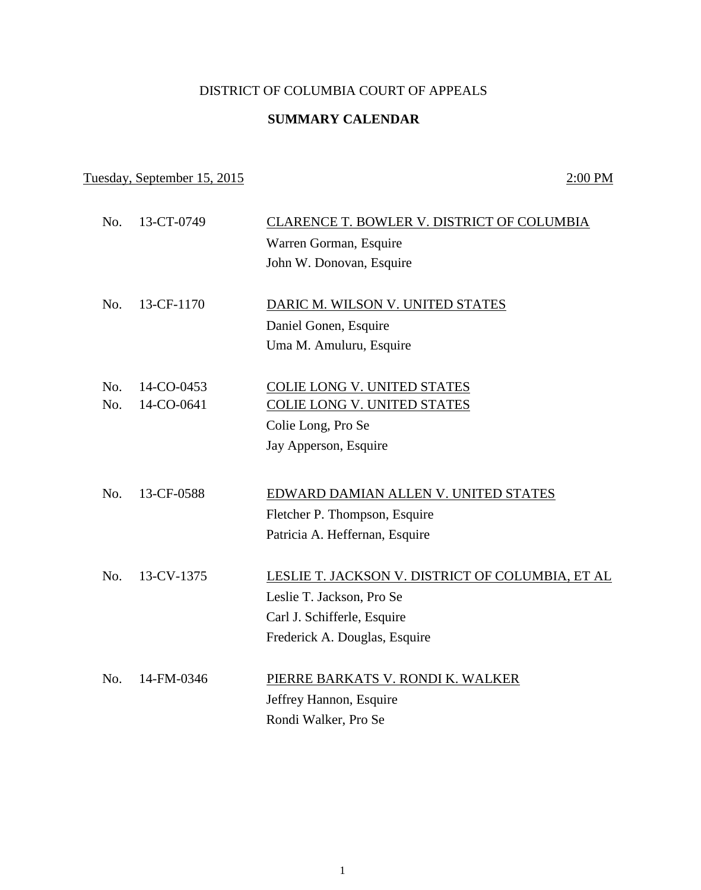DISTRICT OF COLUMBIA COURT OF APPEALS

**SUMMARY CALENDAR**

Tuesday, September 15, 2015 — 2:00 PM

No. 13-CT-0749 — CLARENCE T. BOWLER V. DISTRICT OF COLUMBIA
Warren Gorman, Esquire
John W. Donovan, Esquire

No. 13-CF-1170 — DARIC M. WILSON V. UNITED STATES
Daniel Gonen, Esquire
Uma M. Amuluru, Esquire

No. 14-CO-0453 — COLIE LONG V. UNITED STATES
No. 14-CO-0641 — COLIE LONG V. UNITED STATES
Colie Long, Pro Se
Jay Apperson, Esquire

No. 13-CF-0588 — EDWARD DAMIAN ALLEN V. UNITED STATES
Fletcher P. Thompson, Esquire
Patricia A. Heffernan, Esquire

No. 13-CV-1375 — LESLIE T. JACKSON V. DISTRICT OF COLUMBIA, ET AL
Leslie T. Jackson, Pro Se
Carl J. Schifferle, Esquire
Frederick A. Douglas, Esquire

No. 14-FM-0346 — PIERRE BARKATS V. RONDI K. WALKER
Jeffrey Hannon, Esquire
Rondi Walker, Pro Se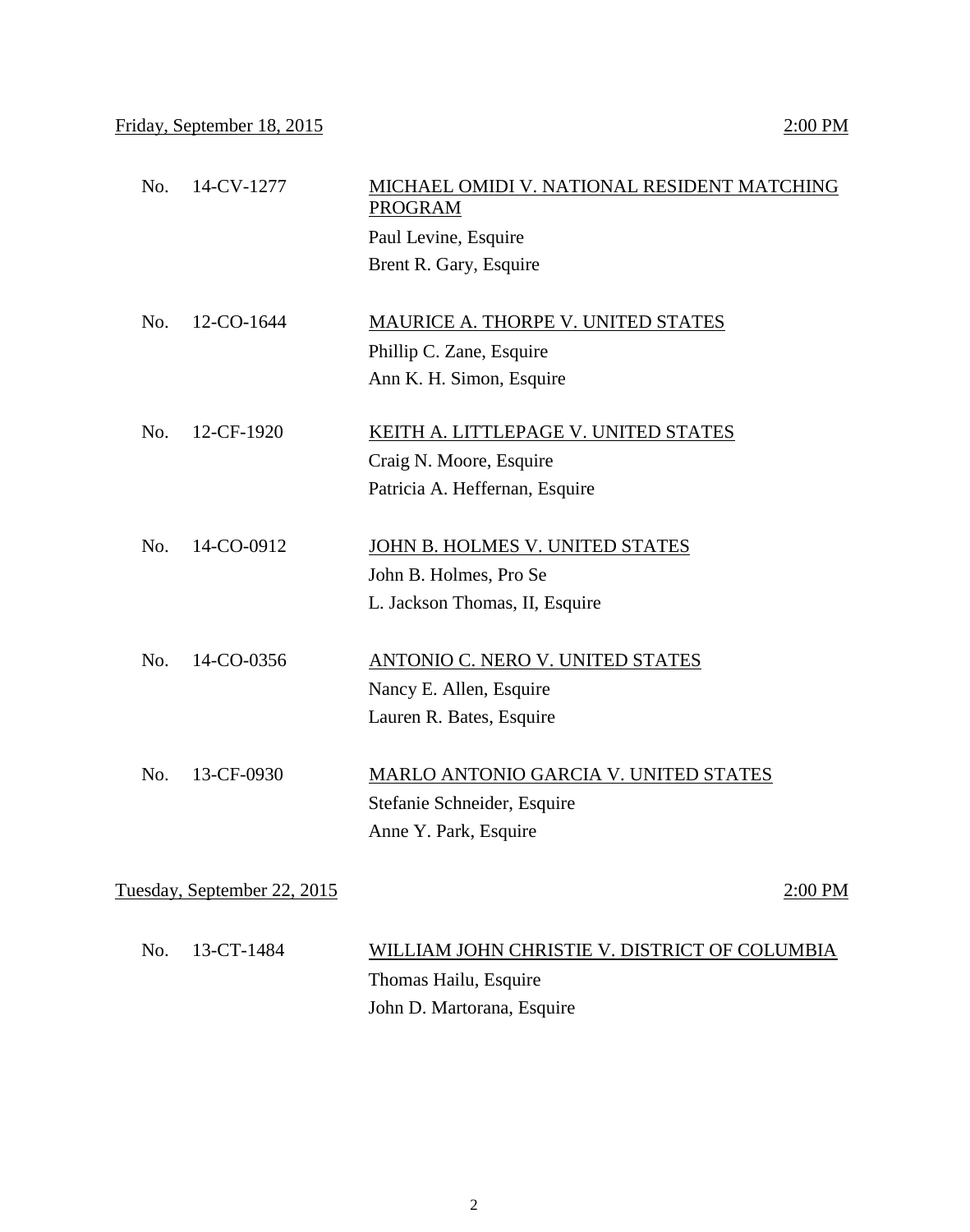Friday, September 18, 2015 2:00 PM

| | | |
|---|---|---|
| No. | 14-CV-1277 | MICHAEL OMIDI V. NATIONAL RESIDENT MATCHING PROGRAM<br>Paul Levine, Esquire<br>Brent R. Gary, Esquire |
| No. | 12-CO-1644 | MAURICE A. THORPE V. UNITED STATES<br>Phillip C. Zane, Esquire<br>Ann K. H. Simon, Esquire |
| No. | 12-CF-1920 | KEITH A. LITTLEPAGE V. UNITED STATES<br>Craig N. Moore, Esquire<br>Patricia A. Heffernan, Esquire |
| No. | 14-CO-0912 | JOHN B. HOLMES V. UNITED STATES<br>John B. Holmes, Pro Se<br>L. Jackson Thomas, II, Esquire |
| No. | 14-CO-0356 | ANTONIO C. NERO V. UNITED STATES<br>Nancy E. Allen, Esquire<br>Lauren R. Bates, Esquire |
| No. | 13-CF-0930 | MARLO ANTONIO GARCIA V. UNITED STATES<br>Stefanie Schneider, Esquire<br>Anne Y. Park, Esquire |

Tuesday, September 22, 2015 2:00 PM

| | | |
|---|---|---|
| No. | 13-CT-1484 | WILLIAM JOHN CHRISTIE V. DISTRICT OF COLUMBIA<br>Thomas Hailu, Esquire<br>John D. Martorana, Esquire |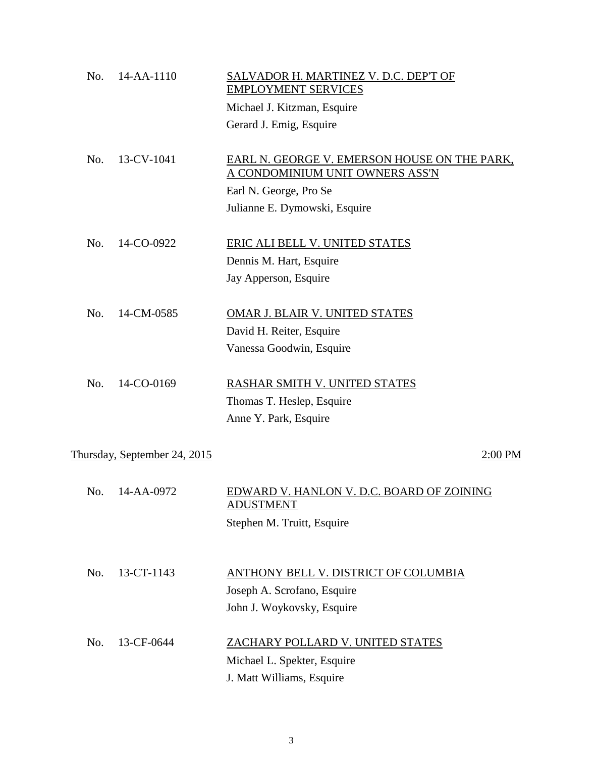No. 14-AA-1110 — SALVADOR H. MARTINEZ V. D.C. DEP'T OF EMPLOYMENT SERVICES

Michael J. Kitzman, Esquire

Gerard J. Emig, Esquire

No. 13-CV-1041 — EARL N. GEORGE V. EMERSON HOUSE ON THE PARK, A CONDOMINIUM UNIT OWNERS ASS'N

Earl N. George, Pro Se

Julianne E. Dymowski, Esquire

No. 14-CO-0922 — ERIC ALI BELL V. UNITED STATES

Dennis M. Hart, Esquire

Jay Apperson, Esquire

No. 14-CM-0585 — OMAR J. BLAIR V. UNITED STATES

David H. Reiter, Esquire

Vanessa Goodwin, Esquire

No. 14-CO-0169 — RASHAR SMITH V. UNITED STATES

Thomas T. Heslep, Esquire

Anne Y. Park, Esquire

## Thursday, September 24, 2015 — 2:00 PM

No. 14-AA-0972 — EDWARD V. HANLON V. D.C. BOARD OF ZOINING ADUSTMENT

Stephen M. Truitt, Esquire

No. 13-CT-1143 — ANTHONY BELL V. DISTRICT OF COLUMBIA

Joseph A. Scrofano, Esquire

John J. Woykovsky, Esquire

No. 13-CF-0644 — ZACHARY POLLARD V. UNITED STATES

Michael L. Spekter, Esquire

J. Matt Williams, Esquire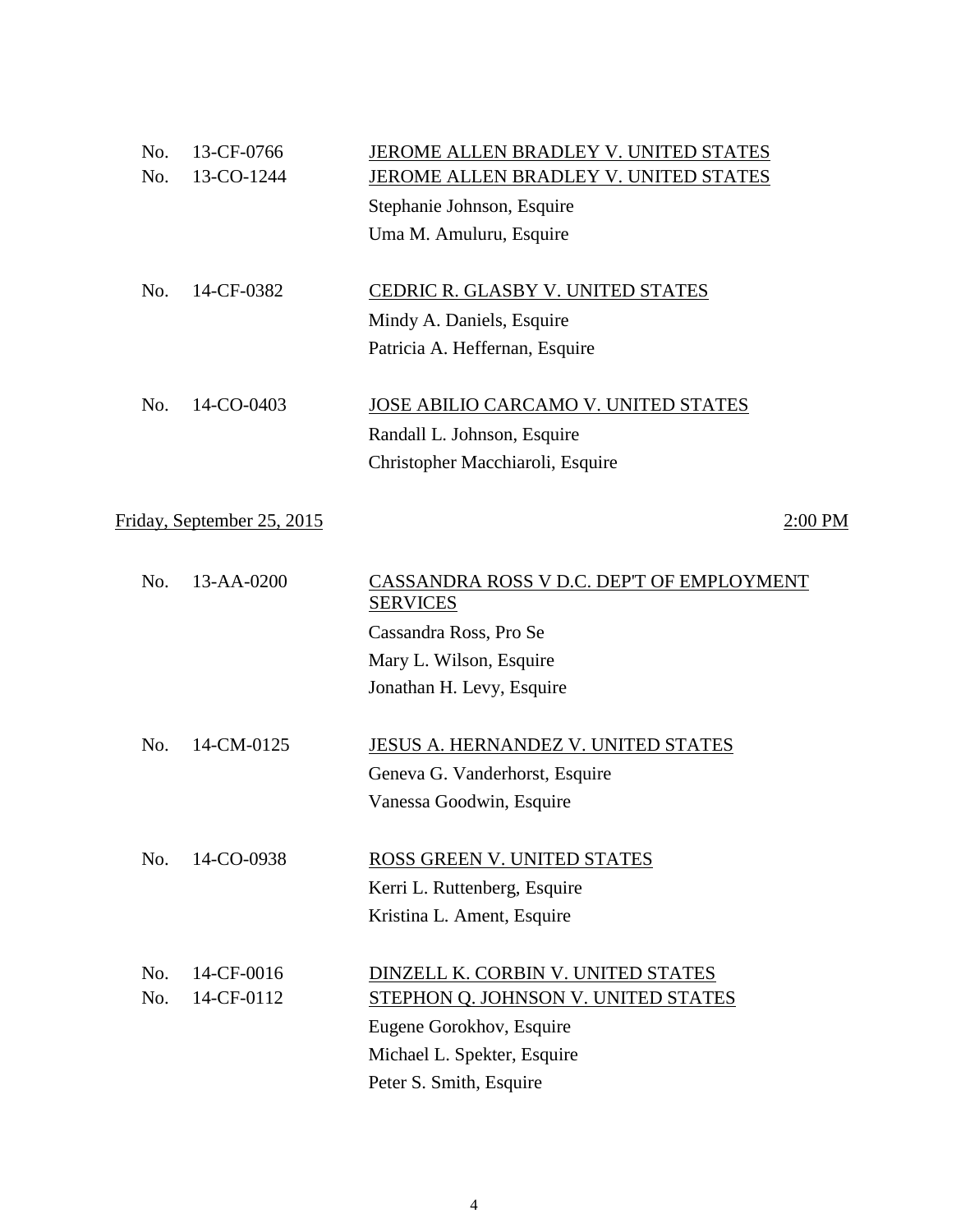No. 13-CF-0766 JEROME ALLEN BRADLEY V. UNITED STATES
No. 13-CO-1244 JEROME ALLEN BRADLEY V. UNITED STATES
Stephanie Johnson, Esquire
Uma M. Amuluru, Esquire

No. 14-CF-0382 CEDRIC R. GLASBY V. UNITED STATES
Mindy A. Daniels, Esquire
Patricia A. Heffernan, Esquire

No. 14-CO-0403 JOSE ABILIO CARCAMO V. UNITED STATES
Randall L. Johnson, Esquire
Christopher Macchiaroli, Esquire

Friday, September 25, 2015 2:00 PM

No. 13-AA-0200 CASSANDRA ROSS V D.C. DEP'T OF EMPLOYMENT SERVICES
Cassandra Ross, Pro Se
Mary L. Wilson, Esquire
Jonathan H. Levy, Esquire

No. 14-CM-0125 JESUS A. HERNANDEZ V. UNITED STATES
Geneva G. Vanderhorst, Esquire
Vanessa Goodwin, Esquire

No. 14-CO-0938 ROSS GREEN V. UNITED STATES
Kerri L. Ruttenberg, Esquire
Kristina L. Ament, Esquire

No. 14-CF-0016 DINZELL K. CORBIN V. UNITED STATES
No. 14-CF-0112 STEPHON Q. JOHNSON V. UNITED STATES
Eugene Gorokhov, Esquire
Michael L. Spekter, Esquire
Peter S. Smith, Esquire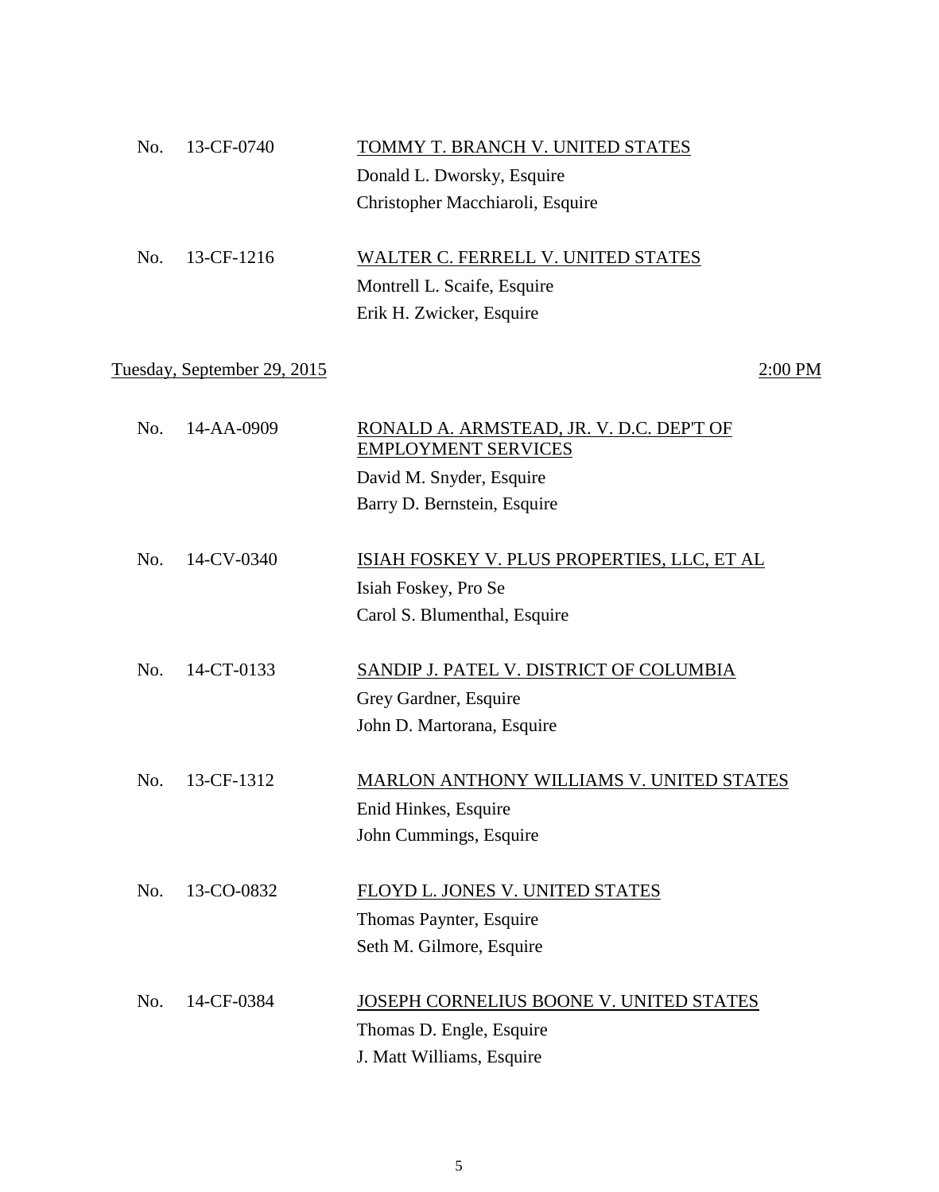No. 13-CF-0740 — TOMMY T. BRANCH V. UNITED STATES
Donald L. Dworsky, Esquire
Christopher Macchiaroli, Esquire

No. 13-CF-1216 — WALTER C. FERRELL V. UNITED STATES
Montrell L. Scaife, Esquire
Erik H. Zwicker, Esquire

Tuesday, September 29, 2015 — 2:00 PM

No. 14-AA-0909 — RONALD A. ARMSTEAD, JR. V. D.C. DEP'T OF EMPLOYMENT SERVICES
David M. Snyder, Esquire
Barry D. Bernstein, Esquire

No. 14-CV-0340 — ISIAH FOSKEY V. PLUS PROPERTIES, LLC, ET AL
Isiah Foskey, Pro Se
Carol S. Blumenthal, Esquire

No. 14-CT-0133 — SANDIP J. PATEL V. DISTRICT OF COLUMBIA
Grey Gardner, Esquire
John D. Martorana, Esquire

No. 13-CF-1312 — MARLON ANTHONY WILLIAMS V. UNITED STATES
Enid Hinkes, Esquire
John Cummings, Esquire

No. 13-CO-0832 — FLOYD L. JONES V. UNITED STATES
Thomas Paynter, Esquire
Seth M. Gilmore, Esquire

No. 14-CF-0384 — JOSEPH CORNELIUS BOONE V. UNITED STATES
Thomas D. Engle, Esquire
J. Matt Williams, Esquire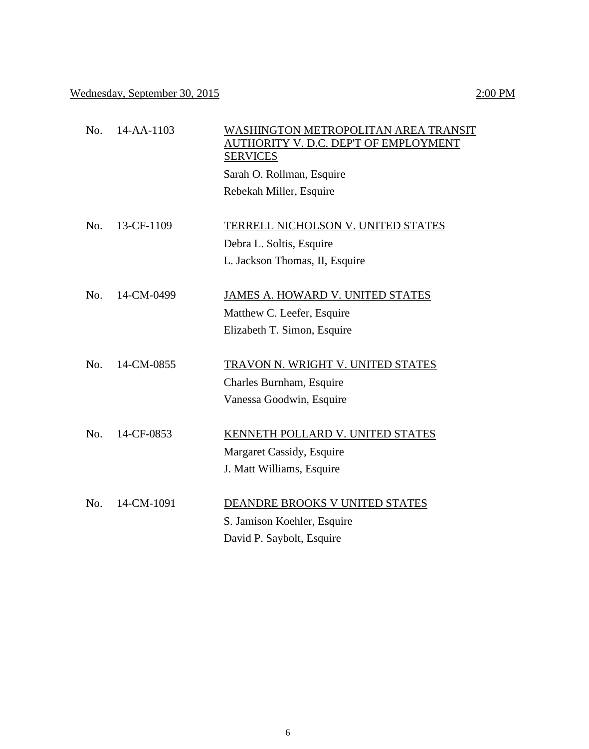Wednesday, September 30, 2015 2:00 PM

| | | |
|---|---|---|
| No. | 14-AA-1103 | WASHINGTON METROPOLITAN AREA TRANSIT AUTHORITY V. D.C. DEP'T OF EMPLOYMENT SERVICES<br>Sarah O. Rollman, Esquire<br>Rebekah Miller, Esquire |
| No. | 13-CF-1109 | TERRELL NICHOLSON V. UNITED STATES<br>Debra L. Soltis, Esquire<br>L. Jackson Thomas, II, Esquire |
| No. | 14-CM-0499 | JAMES A. HOWARD V. UNITED STATES<br>Matthew C. Leefer, Esquire<br>Elizabeth T. Simon, Esquire |
| No. | 14-CM-0855 | TRAVON N. WRIGHT V. UNITED STATES<br>Charles Burnham, Esquire<br>Vanessa Goodwin, Esquire |
| No. | 14-CF-0853 | KENNETH POLLARD V. UNITED STATES<br>Margaret Cassidy, Esquire<br>J. Matt Williams, Esquire |
| No. | 14-CM-1091 | DEANDRE BROOKS V UNITED STATES<br>S. Jamison Koehler, Esquire<br>David P. Saybolt, Esquire |